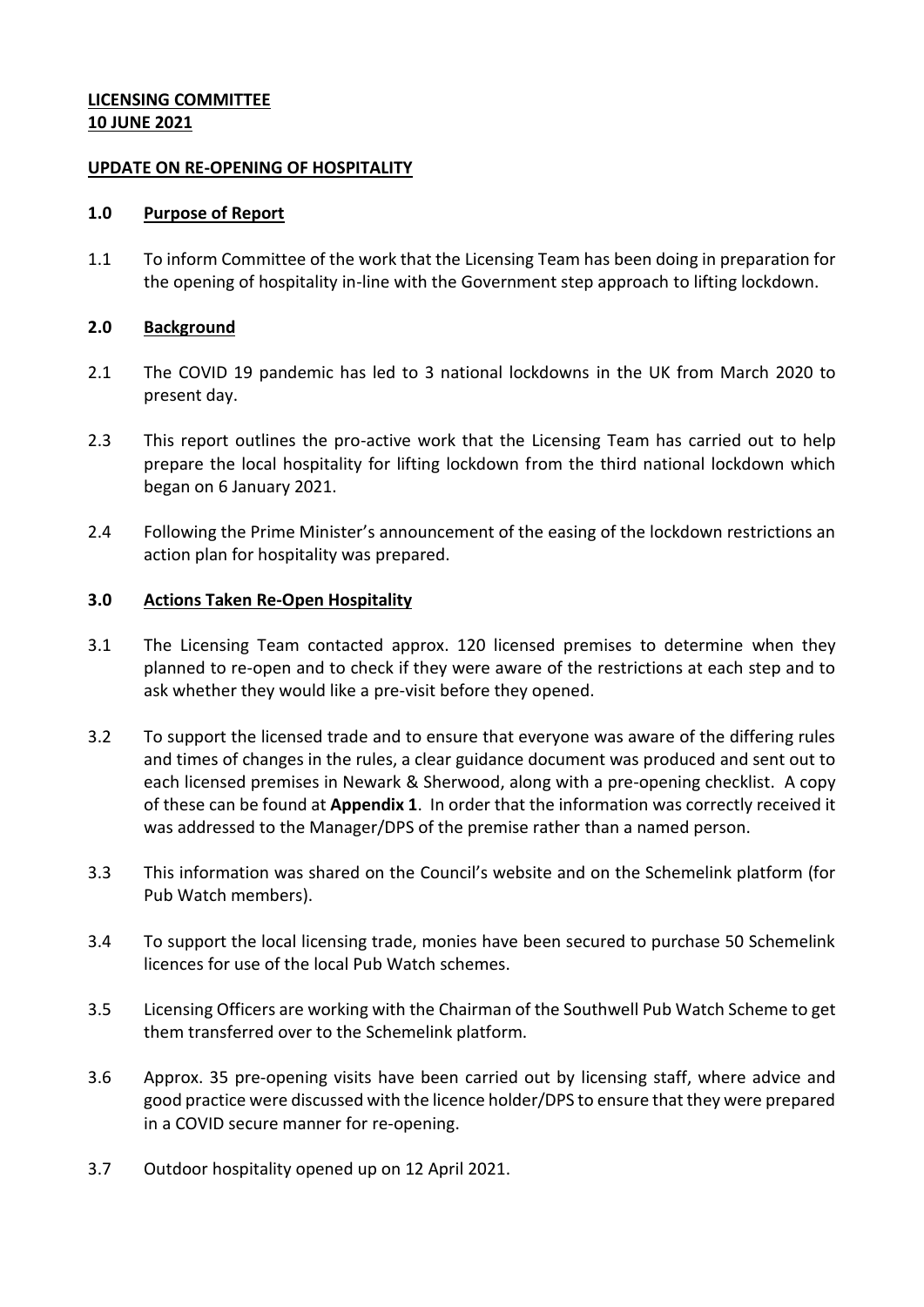**LICENSING COMMITTEE**
**10 JUNE 2021**

**UPDATE ON RE-OPENING OF HOSPITALITY**

## 1.0 Purpose of Report

1.1 To inform Committee of the work that the Licensing Team has been doing in preparation for the opening of hospitality in-line with the Government step approach to lifting lockdown.

## 2.0 Background

2.1 The COVID 19 pandemic has led to 3 national lockdowns in the UK from March 2020 to present day.

2.3 This report outlines the pro-active work that the Licensing Team has carried out to help prepare the local hospitality for lifting lockdown from the third national lockdown which began on 6 January 2021.

2.4 Following the Prime Minister's announcement of the easing of the lockdown restrictions an action plan for hospitality was prepared.

## 3.0 Actions Taken Re-Open Hospitality

3.1 The Licensing Team contacted approx. 120 licensed premises to determine when they planned to re-open and to check if they were aware of the restrictions at each step and to ask whether they would like a pre-visit before they opened.

3.2 To support the licensed trade and to ensure that everyone was aware of the differing rules and times of changes in the rules, a clear guidance document was produced and sent out to each licensed premises in Newark & Sherwood, along with a pre-opening checklist. A copy of these can be found at **Appendix 1**. In order that the information was correctly received it was addressed to the Manager/DPS of the premise rather than a named person.

3.3 This information was shared on the Council's website and on the Schemelink platform (for Pub Watch members).

3.4 To support the local licensing trade, monies have been secured to purchase 50 Schemelink licences for use of the local Pub Watch schemes.

3.5 Licensing Officers are working with the Chairman of the Southwell Pub Watch Scheme to get them transferred over to the Schemelink platform.

3.6 Approx. 35 pre-opening visits have been carried out by licensing staff, where advice and good practice were discussed with the licence holder/DPS to ensure that they were prepared in a COVID secure manner for re-opening.

3.7 Outdoor hospitality opened up on 12 April 2021.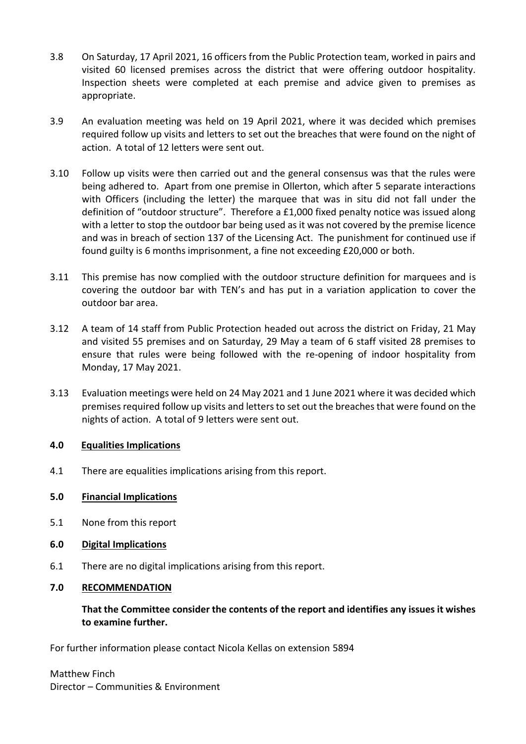3.8 On Saturday, 17 April 2021, 16 officers from the Public Protection team, worked in pairs and visited 60 licensed premises across the district that were offering outdoor hospitality. Inspection sheets were completed at each premise and advice given to premises as appropriate.

3.9 An evaluation meeting was held on 19 April 2021, where it was decided which premises required follow up visits and letters to set out the breaches that were found on the night of action. A total of 12 letters were sent out.

3.10 Follow up visits were then carried out and the general consensus was that the rules were being adhered to. Apart from one premise in Ollerton, which after 5 separate interactions with Officers (including the letter) the marquee that was in situ did not fall under the definition of "outdoor structure". Therefore a £1,000 fixed penalty notice was issued along with a letter to stop the outdoor bar being used as it was not covered by the premise licence and was in breach of section 137 of the Licensing Act. The punishment for continued use if found guilty is 6 months imprisonment, a fine not exceeding £20,000 or both.

3.11 This premise has now complied with the outdoor structure definition for marquees and is covering the outdoor bar with TEN's and has put in a variation application to cover the outdoor bar area.

3.12 A team of 14 staff from Public Protection headed out across the district on Friday, 21 May and visited 55 premises and on Saturday, 29 May a team of 6 staff visited 28 premises to ensure that rules were being followed with the re-opening of indoor hospitality from Monday, 17 May 2021.

3.13 Evaluation meetings were held on 24 May 2021 and 1 June 2021 where it was decided which premises required follow up visits and letters to set out the breaches that were found on the nights of action. A total of 9 letters were sent out.

## 4.0 Equalities Implications

4.1 There are equalities implications arising from this report.

## 5.0 Financial Implications

5.1 None from this report

## 6.0 Digital Implications

6.1 There are no digital implications arising from this report.

## 7.0 RECOMMENDATION

**That the Committee consider the contents of the report and identifies any issues it wishes to examine further.**

For further information please contact Nicola Kellas on extension 5894

Matthew Finch
Director – Communities & Environment